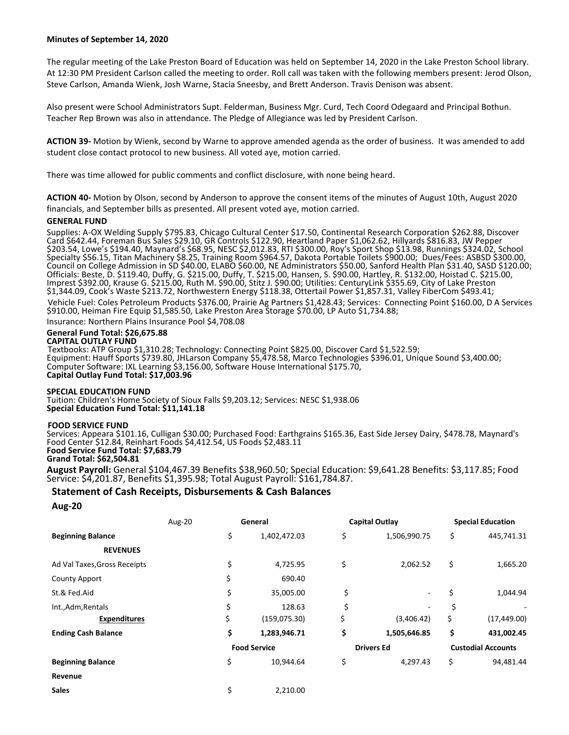**Minutes of September 14, 2020**

The regular meeting of the Lake Preston Board of Education was held on September 14, 2020 in the Lake Preston School library. At 12:30 PM President Carlson called the meeting to order. Roll call was taken with the following members present: Jerod Olson, Steve Carlson, Amanda Wienk, Josh Warne, Stacia Sneesby, and Brett Anderson. Travis Denison was absent.

Also present were School Administrators Supt. Felderman, Business Mgr. Curd, Tech Coord Odegaard and Principal Bothun. Teacher Rep Brown was also in attendance. The Pledge of Allegiance was led by President Carlson.

**ACTION 39-** Motion by Wienk, second by Warne to approve amended agenda as the order of business. It was amended to add student close contact protocol to new business. All voted aye, motion carried.

There was time allowed for public comments and conflict disclosure, with none being heard.

**ACTION 40-** Motion by Olson, second by Anderson to approve the consent items of the minutes of August 10th, August 2020 financials, and September bills as presented. All present voted aye, motion carried.

**GENERAL FUND**

Supplies: A-OX Welding Supply $795.83, Chicago Cultural Center $17.50, Continental Research Corporation $262.88, Discover Card $642.44, Foreman Bus Sales $29.10, GR Controls $122.90, Heartland Paper $1,062.62, Hillyards $816.83, JW Pepper $203.54, Lowe's $194.40, Maynard's $68.95, NESC $2,012.83, RTI $300.00, Roy's Sport Shop $13.98, Runnings $324.02, School Specialty $56.15, Titan Machinery $8.25, Training Room $964.57, Dakota Portable Toilets $900.00; Dues/Fees: ASBSD $300.00, Council on College Admission in SD $40.00, ELABO $60.00, NE Administrators $50.00, Sanford Health Plan $31.40, SASD $120.00; Officials: Beste, D. $119.40, Duffy, G. $215.00, Duffy, T. $215.00, Hansen, S. $90.00, Hartley, R. $132.00, Hoistad C. $215.00, Imprest $392.00, Krause G. $215.00, Ruth M. $90.00, Stitz J. $90.00; Utilities: CenturyLink $355.69, City of Lake Preston $1,344.09, Cook's Waste $213.72, Northwestern Energy $118.38, Ottertail Power $1,857.31, Valley FiberCom $493.41;

Vehicle Fuel: Coles Petroleum Products $376.00, Prairie Ag Partners $1,428.43; Services: Connecting Point $160.00, D A Services $910.00, Heiman Fire Equip $1,585.50, Lake Preston Area Storage $70.00, LP Auto $1,734.88;

Insurance: Northern Plains Insurance Pool $4,708.08

**General Fund Total: $26,675.88**

**CAPITAL OUTLAY FUND**

Textbooks: ATP Group $1,310.28; Technology: Connecting Point $825.00, Discover Card $1,522.59; Equipment: Hauff Sports $739.80, JHLarson Company $5,478.58, Marco Technologies $396.01, Unique Sound $3,400.00; Computer Software: IXL Learning $3,156.00, Software House International $175.70,

**Capital Outlay Fund Total: $17,003.96**

**SPECIAL EDUCATION FUND**

Tuition: Children's Home Society of Sioux Falls $9,203.12; Services: NESC $1,938.06

**Special Education Fund Total: $11,141.18**

**FOOD SERVICE FUND**

Services: Appeara $101.16, Culligan $30.00; Purchased Food: Earthgrains $165.36, East Side Jersey Dairy, $478.78, Maynard's Food Center $12.84, Reinhart Foods $4,412.54, US Foods $2,483.11

**Food Service Fund Total: $7,683.79**

**Grand Total: $62,504.81**

**August Payroll:** General $104,467.39 Benefits $38,960.50; Special Education: $9,641.28 Benefits: $3,117.85; Food Service: $4,201.87, Benefits $1,395.98; Total August Payroll: $161,784.87.

## Statement of Cash Receipts, Disbursements & Cash Balances

**Aug-20**

| Aug-20 | General | Capital Outlay | Special Education |
|---|---|---|---|
| **Beginning Balance** | $ 1,402,472.03 | $ 1,506,990.75 | $ 445,741.31 |
| **REVENUES** | | | |
| Ad Val Taxes,Gross Receipts | $ 4,725.95 | $ 2,062.52 | $ 1,665.20 |
| County Apport | $ 690.40 | | |
| St.& Fed.Aid | $ 35,005.00 | $ - | $ 1,044.94 |
| Int.,Adm,Rentals | $ 128.63 | $ - | $ - |
| **Expenditures** | $ (159,075.30) | $ (3,406.42) | $ (17,449.00) |
| **Ending Cash Balance** | **$ 1,283,946.71** | **$ 1,505,646.85** | **$ 431,002.45** |
| | **Food Service** | **Drivers Ed** | **Custodial Accounts** |
| **Beginning Balance** | $ 10,944.64 | $ 4,297.43 | $ 94,481.44 |
| **Revenue** | | | |
| **Sales** | $ 2,210.00 | | |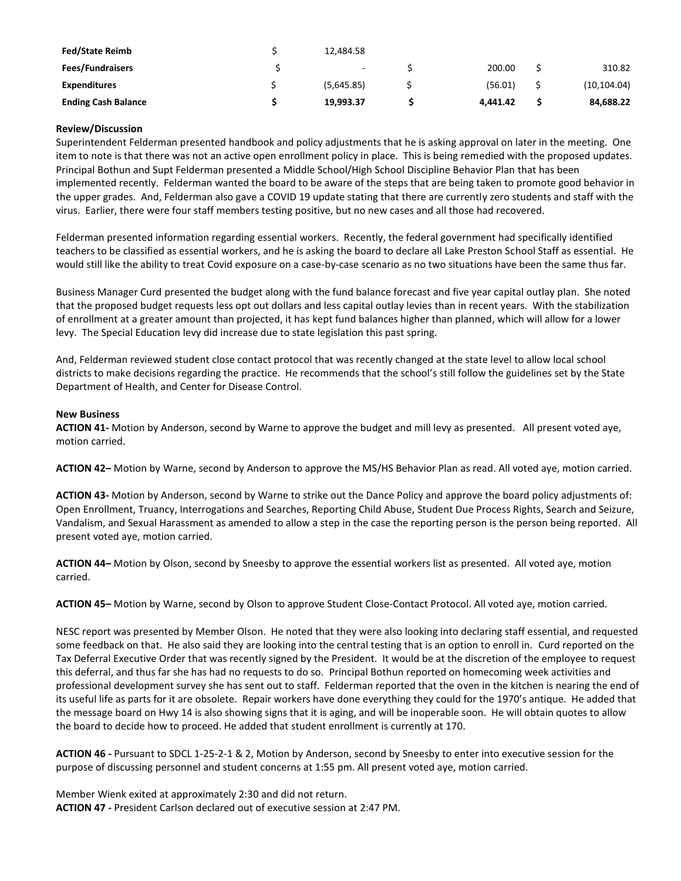| | | | |
|---|---|---|---|
| **Fed/State Reimb** | $ 12,484.58 | | |
| **Fees/Fundraisers** | $ - | $ 200.00 | $ 310.82 |
| **Expenditures** | $ (5,645.85) | $ (56.01) | $ (10,104.04) |
| **Ending Cash Balance** | **$ 19,993.37** | **$ 4,441.42** | **$ 84,688.22** |

**Review/Discussion**

Superintendent Felderman presented handbook and policy adjustments that he is asking approval on later in the meeting. One item to note is that there was not an active open enrollment policy in place. This is being remedied with the proposed updates. Principal Bothun and Supt Felderman presented a Middle School/High School Discipline Behavior Plan that has been implemented recently. Felderman wanted the board to be aware of the steps that are being taken to promote good behavior in the upper grades. And, Felderman also gave a COVID 19 update stating that there are currently zero students and staff with the virus. Earlier, there were four staff members testing positive, but no new cases and all those had recovered.

Felderman presented information regarding essential workers. Recently, the federal government had specifically identified teachers to be classified as essential workers, and he is asking the board to declare all Lake Preston School Staff as essential. He would still like the ability to treat Covid exposure on a case-by-case scenario as no two situations have been the same thus far.

Business Manager Curd presented the budget along with the fund balance forecast and five year capital outlay plan. She noted that the proposed budget requests less opt out dollars and less capital outlay levies than in recent years. With the stabilization of enrollment at a greater amount than projected, it has kept fund balances higher than planned, which will allow for a lower levy. The Special Education levy did increase due to state legislation this past spring.

And, Felderman reviewed student close contact protocol that was recently changed at the state level to allow local school districts to make decisions regarding the practice. He recommends that the school's still follow the guidelines set by the State Department of Health, and Center for Disease Control.

**New Business**

**ACTION 41-** Motion by Anderson, second by Warne to approve the budget and mill levy as presented. All present voted aye, motion carried.

**ACTION 42–** Motion by Warne, second by Anderson to approve the MS/HS Behavior Plan as read. All voted aye, motion carried.

**ACTION 43-** Motion by Anderson, second by Warne to strike out the Dance Policy and approve the board policy adjustments of: Open Enrollment, Truancy, Interrogations and Searches, Reporting Child Abuse, Student Due Process Rights, Search and Seizure, Vandalism, and Sexual Harassment as amended to allow a step in the case the reporting person is the person being reported. All present voted aye, motion carried.

**ACTION 44–** Motion by Olson, second by Sneesby to approve the essential workers list as presented. All voted aye, motion carried.

**ACTION 45–** Motion by Warne, second by Olson to approve Student Close-Contact Protocol. All voted aye, motion carried.

NESC report was presented by Member Olson. He noted that they were also looking into declaring staff essential, and requested some feedback on that. He also said they are looking into the central testing that is an option to enroll in. Curd reported on the Tax Deferral Executive Order that was recently signed by the President. It would be at the discretion of the employee to request this deferral, and thus far she has had no requests to do so. Principal Bothun reported on homecoming week activities and professional development survey she has sent out to staff. Felderman reported that the oven in the kitchen is nearing the end of its useful life as parts for it are obsolete. Repair workers have done everything they could for the 1970's antique. He added that the message board on Hwy 14 is also showing signs that it is aging, and will be inoperable soon. He will obtain quotes to allow the board to decide how to proceed. He added that student enrollment is currently at 170.

**ACTION 46 -** Pursuant to SDCL 1-25-2-1 & 2, Motion by Anderson, second by Sneesby to enter into executive session for the purpose of discussing personnel and student concerns at 1:55 pm. All present voted aye, motion carried.

Member Wienk exited at approximately 2:30 and did not return.
**ACTION 47 -** President Carlson declared out of executive session at 2:47 PM.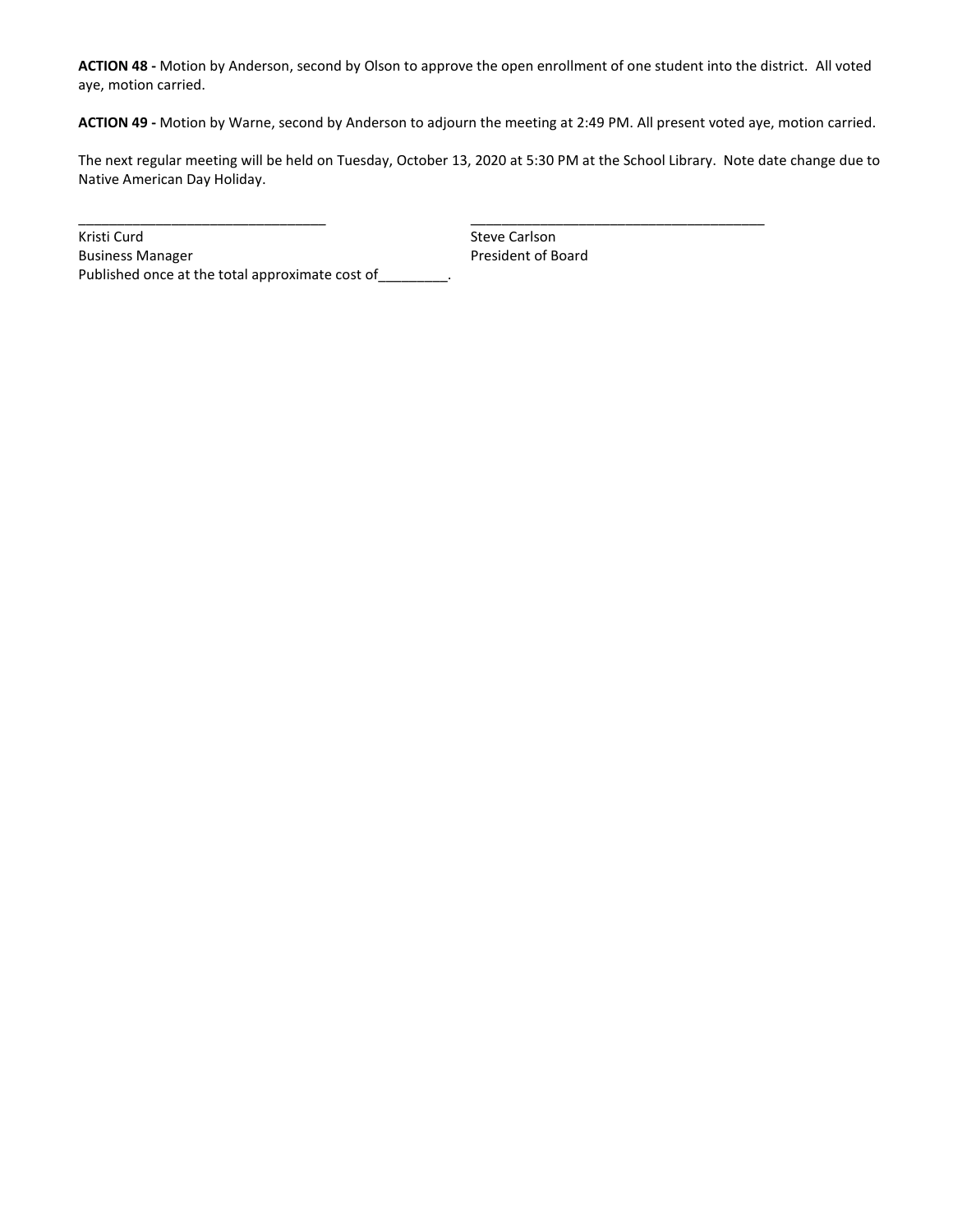**ACTION 48 -** Motion by Anderson, second by Olson to approve the open enrollment of one student into the district. All voted aye, motion carried.

**ACTION 49 -** Motion by Warne, second by Anderson to adjourn the meeting at 2:49 PM. All present voted aye, motion carried.

The next regular meeting will be held on Tuesday, October 13, 2020 at 5:30 PM at the School Library. Note date change due to Native American Day Holiday.

| | |
|---|---|
| ________________________________ | ______________________________________ |
| Kristi Curd | Steve Carlson |
| Business Manager | President of Board |

Published once at the total approximate cost of_________.